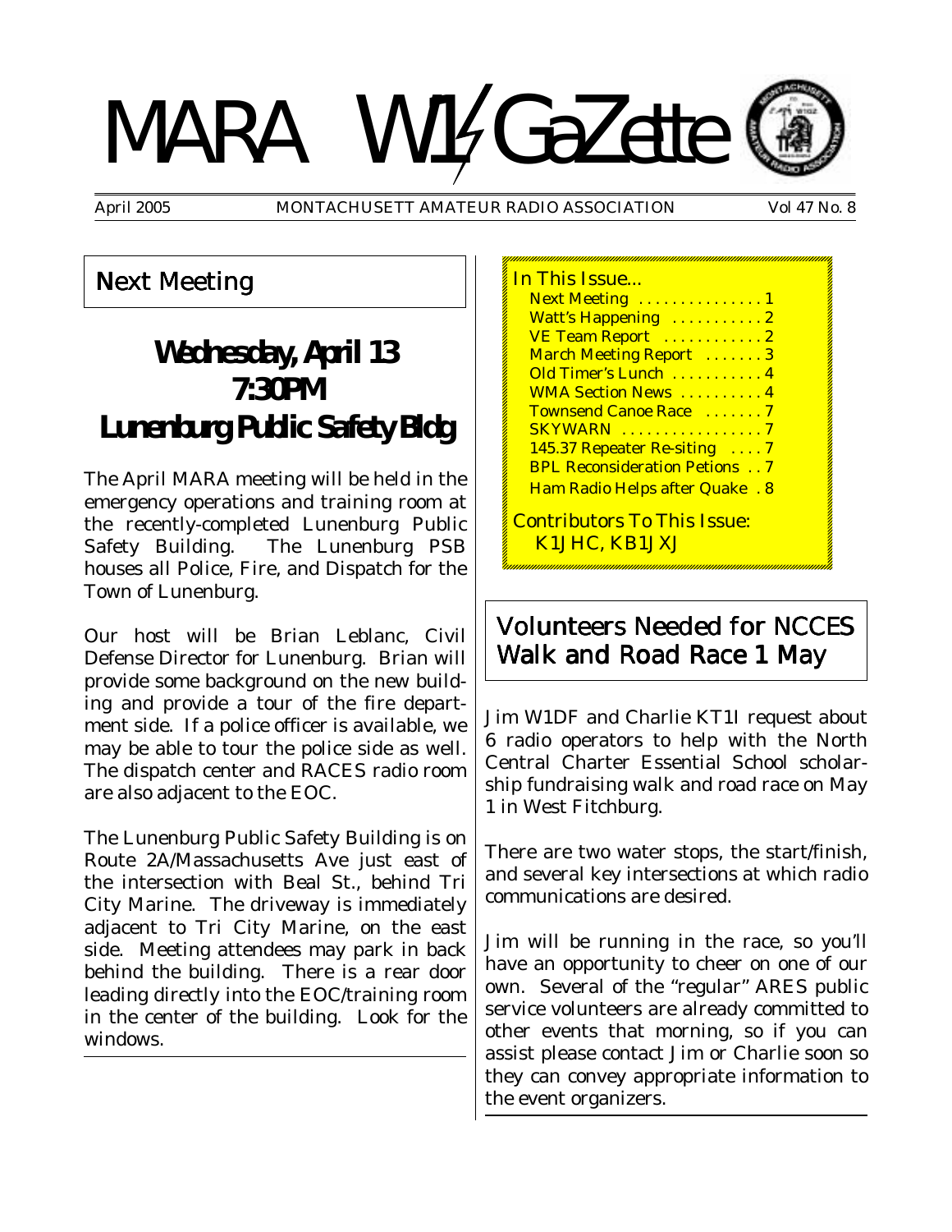# MARA W1GZ Gazette

April 2005 — MONTACHUSETT AMATEUR RADIO ASSOCIATION — Vol 47 No. 8

## Next Meeting

**Wednesday, April 13**
**7:30PM**
**Lunenburg Public Safety Bldg**

The April MARA meeting will be held in the emergency operations and training room at the recently-completed Lunenburg Public Safety Building. The Lunenburg PSB houses all Police, Fire, and Dispatch for the Town of Lunenburg.

Our host will be Brian Leblanc, Civil Defense Director for Lunenburg. Brian will provide some background on the new building and provide a tour of the fire department side. If a police officer is available, we may be able to tour the police side as well. The dispatch center and RACES radio room are also adjacent to the EOC.

The Lunenburg Public Safety Building is on Route 2A/Massachusetts Ave just east of the intersection with Beal St., behind Tri City Marine. The driveway is immediately adjacent to Tri City Marine, on the east side. Meeting attendees may park in back behind the building. There is a rear door leading directly into the EOC/training room in the center of the building. Look for the windows.

In This Issue...

- Next Meeting . . . . . . . . . . . . . . 1
- Watt's Happening . . . . . . . . . . 2
- VE Team Report . . . . . . . . . . . 2
- March Meeting Report . . . . . . . 3
- Old Timer's Lunch . . . . . . . . . . 4
- WMA Section News . . . . . . . . . 4
- Townsend Canoe Race . . . . . . . 7
- SKYWARN . . . . . . . . . . . . . . . 7
- 145.37 Repeater Re-siting . . . . 7
- BPL Reconsideration Petions . . 7
- Ham Radio Helps after Quake . 8

Contributors To This Issue: K1JHC, KB1JXJ

## Volunteers Needed for NCCES Walk and Road Race 1 May

Jim W1DF and Charlie KT1I request about 6 radio operators to help with the North Central Charter Essential School scholarship fundraising walk and road race on May 1 in West Fitchburg.

There are two water stops, the start/finish, and several key intersections at which radio communications are desired.

Jim will be running in the race, so you'll have an opportunity to cheer on one of our own. Several of the "regular" ARES public service volunteers are already committed to other events that morning, so if you can assist please contact Jim or Charlie soon so they can convey appropriate information to the event organizers.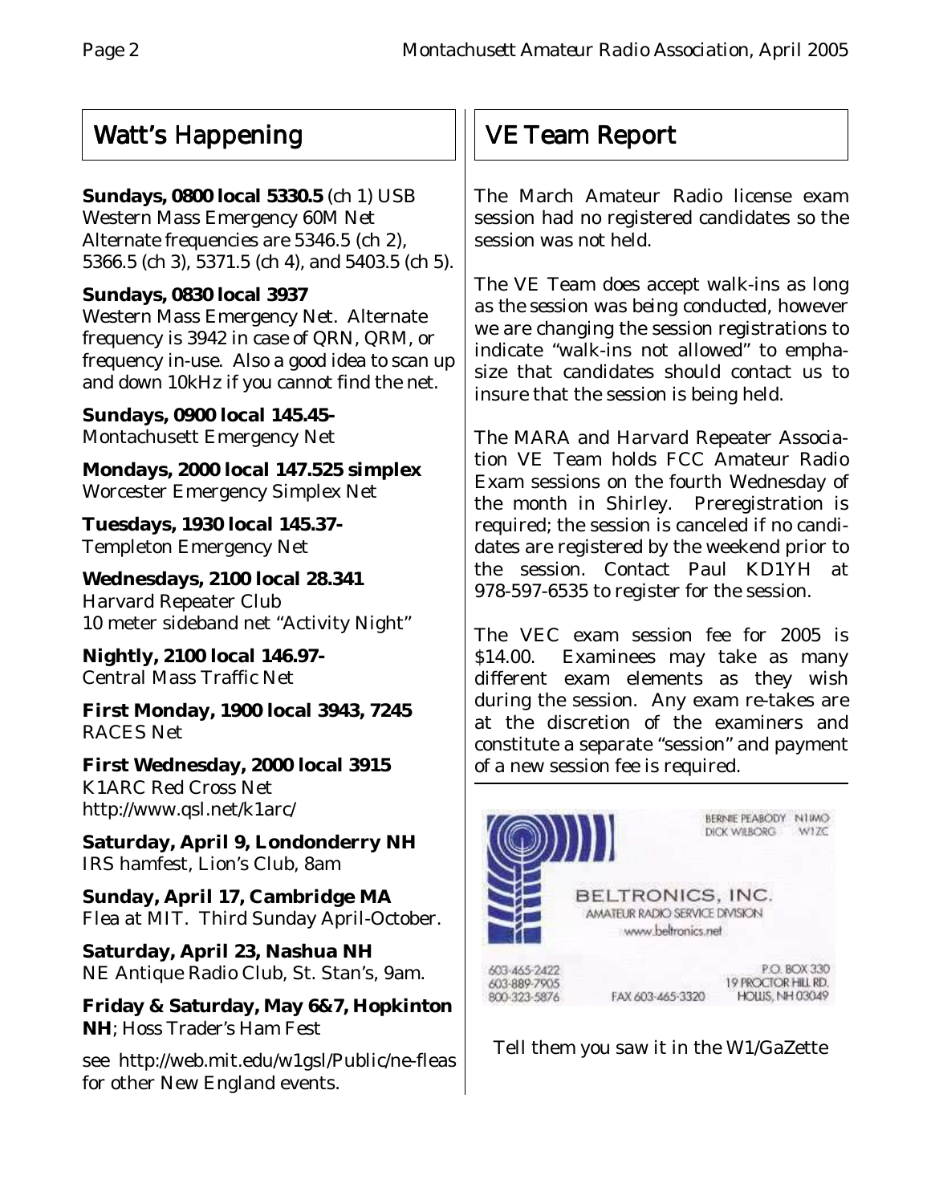## Watt's Happening

**Sundays, 0800 local 5330.5** (ch 1) USB
Western Mass Emergency 60M Net
Alternate frequencies are 5346.5 (ch 2), 5366.5 (ch 3), 5371.5 (ch 4), and 5403.5 (ch 5).

**Sundays, 0830 local 3937**
Western Mass Emergency Net. Alternate frequency is 3942 in case of QRN, QRM, or frequency in-use. Also a good idea to scan up and down 10kHz if you cannot find the net.

**Sundays, 0900 local 145.45-**
Montachusett Emergency Net

**Mondays, 2000 local 147.525 simplex**
Worcester Emergency Simplex Net

**Tuesdays, 1930 local 145.37-**
Templeton Emergency Net

**Wednesdays, 2100 local 28.341**
Harvard Repeater Club
10 meter sideband net "Activity Night"

**Nightly, 2100 local 146.97-**
Central Mass Traffic Net

**First Monday, 1900 local 3943, 7245**
RACES Net

**First Wednesday, 2000 local 3915**
K1ARC Red Cross Net
http://www.qsl.net/k1arc/

**Saturday, April 9, Londonderry NH**
IRS hamfest, Lion's Club, 8am

**Sunday, April 17, Cambridge MA**
Flea at MIT. Third Sunday April-October.

**Saturday, April 23, Nashua NH**
NE Antique Radio Club, St. Stan's, 9am.

**Friday & Saturday, May 6&7, Hopkinton NH**; Hoss Trader's Ham Fest

see http://web.mit.edu/w1gsl/Public/ne-fleas for other New England events.

## VE Team Report

The March Amateur Radio license exam session had no registered candidates so the session was not held.

The VE Team does accept walk-ins as long as the session was being conducted, however we are changing the session registrations to indicate "walk-ins not allowed" to emphasize that candidates should contact us to insure that the session is being held.

The MARA and Harvard Repeater Association VE Team holds FCC Amateur Radio Exam sessions on the fourth Wednesday of the month in Shirley. Preregistration is required; the session is canceled if no candidates are registered by the weekend prior to the session. Contact Paul KD1YH at 978-597-6535 to register for the session.

The VEC exam session fee for 2005 is $14.00. Examinees may take as many different exam elements as they wish during the session. Any exam re-takes are at the discretion of the examiners and constitute a separate "session" and payment of a new session fee is required.

BERNIE PEABODY N1IMO
DICK WILBORG W1ZC

BELTRONICS, INC.
AMATEUR RADIO SERVICE DIVISION
www.beltronics.net

603-465-2422
603-889-7905
800-323-5876
FAX 603-465-3320
P.O. BOX 330
19 PROCTOR HILL RD.
HOLLIS, NH 03049

Tell them you saw it in the W1/GaZette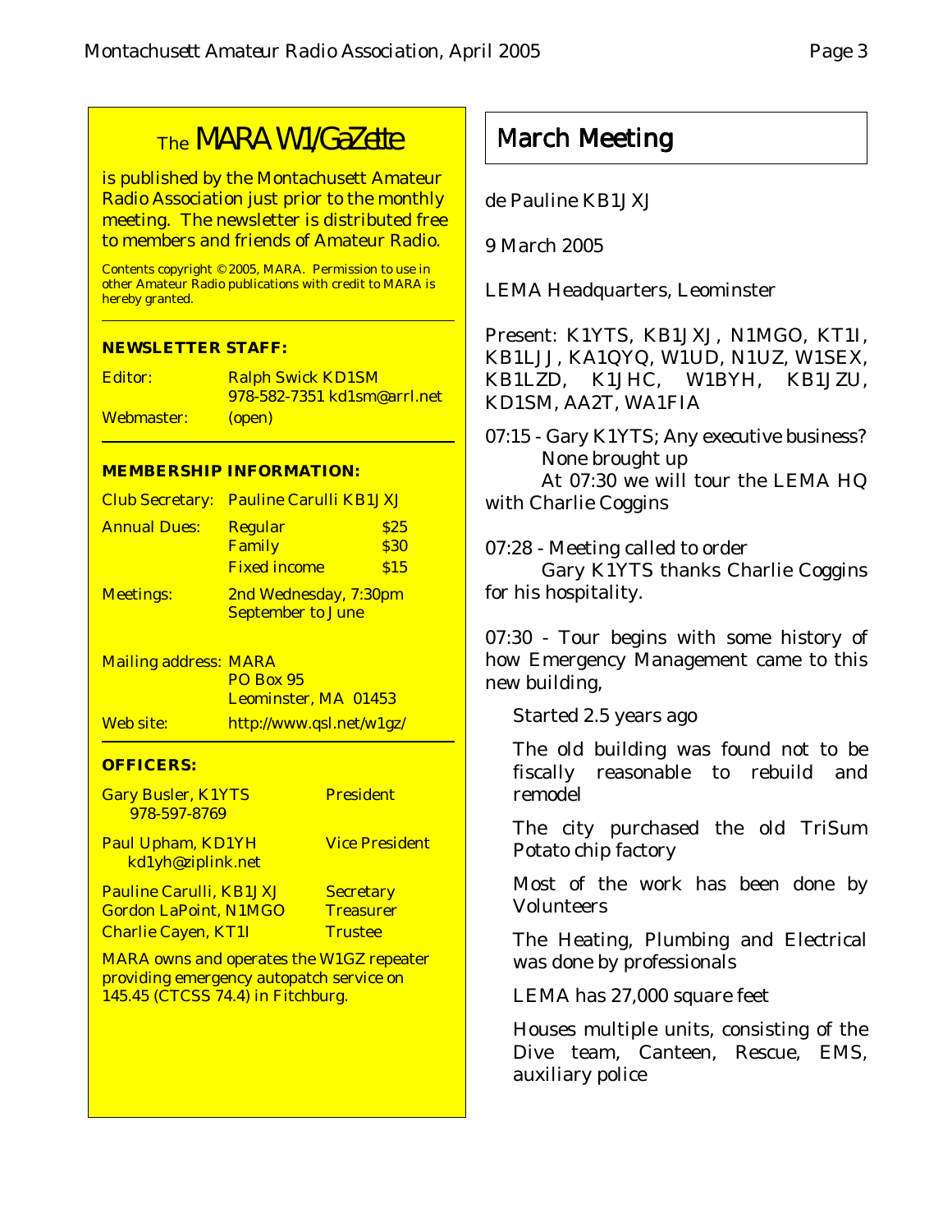## The MARA W1/GaZette

is published by the Montachusett Amateur Radio Association just prior to the monthly meeting. The newsletter is distributed free to members and friends of Amateur Radio.

Contents copyright © 2005, MARA. Permission to use in other Amateur Radio publications with credit to MARA is hereby granted.

**NEWSLETTER STAFF:**

| | |
|---|---|
| Editor: | Ralph Swick KD1SM<br>978-582-7351 kd1sm@arrl.net |
| Webmaster: | (open) |

**MEMBERSHIP INFORMATION:**

| | | |
|---|---|---|
| Club Secretary: | Pauline Carulli KB1JXJ | |
| Annual Dues: | Regular | $25 |
| | Family | $30 |
| | Fixed income | $15 |
| Meetings: | 2nd Wednesday, 7:30pm<br>September to June | |

| | |
|---|---|
| Mailing address: | MARA<br>PO Box 95<br>Leominster, MA 01453 |
| Web site: | http://www.qsl.net/w1gz/ |

**OFFICERS:**

| | |
|---|---|
| Gary Busler, K1YTS<br>978-597-8769 | President |
| Paul Upham, KD1YH<br>kd1yh@ziplink.net | Vice President |
| Pauline Carulli, KB1JXJ | Secretary |
| Gordon LaPoint, N1MGO | Treasurer |
| Charlie Cayen, KT1I | Trustee |

MARA owns and operates the W1GZ repeater providing emergency autopatch service on 145.45 (CTCSS 74.4) in Fitchburg.

# March Meeting

de Pauline KB1JXJ

9 March 2005

LEMA Headquarters, Leominster

Present: K1YTS, KB1JXJ, N1MGO, KT1I, KB1LJJ, KA1QYQ, W1UD, N1UZ, W1SEX, KB1LZD, K1JHC, W1BYH, KB1JZU, KD1SM, AA2T, WA1FIA

07:15 - Gary K1YTS; Any executive business?
None brought up
At 07:30 we will tour the LEMA HQ with Charlie Coggins

07:28 - Meeting called to order
Gary K1YTS thanks Charlie Coggins for his hospitality.

07:30 - Tour begins with some history of how Emergency Management came to this new building,

Started 2.5 years ago

The old building was found not to be fiscally reasonable to rebuild and remodel

The city purchased the old TriSum Potato chip factory

Most of the work has been done by Volunteers

The Heating, Plumbing and Electrical was done by professionals

LEMA has 27,000 square feet

Houses multiple units, consisting of the Dive team, Canteen, Rescue, EMS, auxiliary police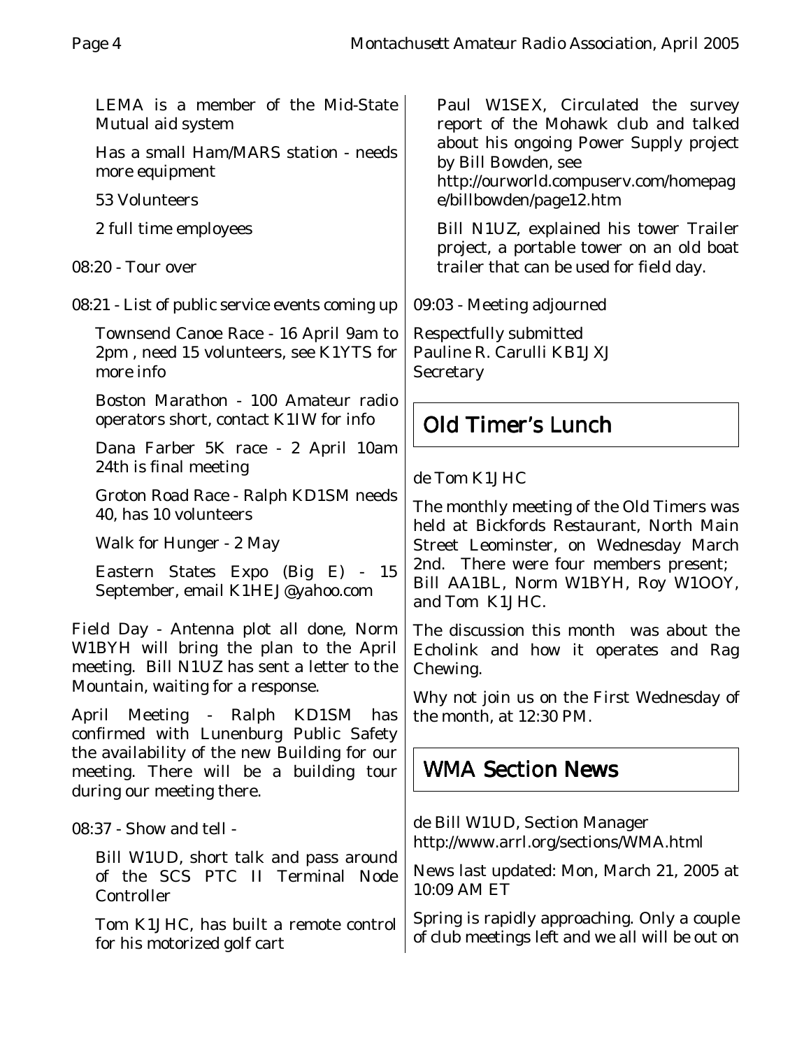LEMA is a member of the Mid-State Mutual aid system

Has a small Ham/MARS station - needs more equipment

53 Volunteers

2 full time employees

08:20 - Tour over

08:21 - List of public service events coming up

Townsend Canoe Race - 16 April 9am to 2pm , need 15 volunteers, see K1YTS for more info

Boston Marathon - 100 Amateur radio operators short, contact K1IW for info

Dana Farber 5K race - 2 April 10am 24th is final meeting

Groton Road Race - Ralph KD1SM needs 40, has 10 volunteers

Walk for Hunger - 2 May

Eastern States Expo (Big E) - 15 September, email K1HEJ@yahoo.com

Field Day - Antenna plot all done, Norm W1BYH will bring the plan to the April meeting. Bill N1UZ has sent a letter to the Mountain, waiting for a response.

April Meeting - Ralph KD1SM has confirmed with Lunenburg Public Safety the availability of the new Building for our meeting. There will be a building tour during our meeting there.

08:37 - Show and tell -

Bill W1UD, short talk and pass around of the SCS PTC II Terminal Node Controller

Tom K1JHC, has built a remote control for his motorized golf cart

Paul W1SEX, Circulated the survey report of the Mohawk club and talked about his ongoing Power Supply project by Bill Bowden, see http://ourworld.compuserv.com/homepage/billbowden/page12.htm

Bill N1UZ, explained his tower Trailer project, a portable tower on an old boat trailer that can be used for field day.

09:03 - Meeting adjourned

Respectfully submitted
Pauline R. Carulli KB1JXJ
Secretary

## Old Timer's Lunch

de Tom K1JHC

The monthly meeting of the Old Timers was held at Bickfords Restaurant, North Main Street Leominster, on Wednesday March 2nd. There were four members present; Bill AA1BL, Norm W1BYH, Roy W1OOY, and Tom K1JHC.

The discussion this month was about the Echolink and how it operates and Rag Chewing.

Why not join us on the First Wednesday of the month, at 12:30 PM.

## WMA Section News

de Bill W1UD, Section Manager
http://www.arrl.org/sections/WMA.html

News last updated: Mon, March 21, 2005 at 10:09 AM ET

Spring is rapidly approaching. Only a couple of club meetings left and we all will be out on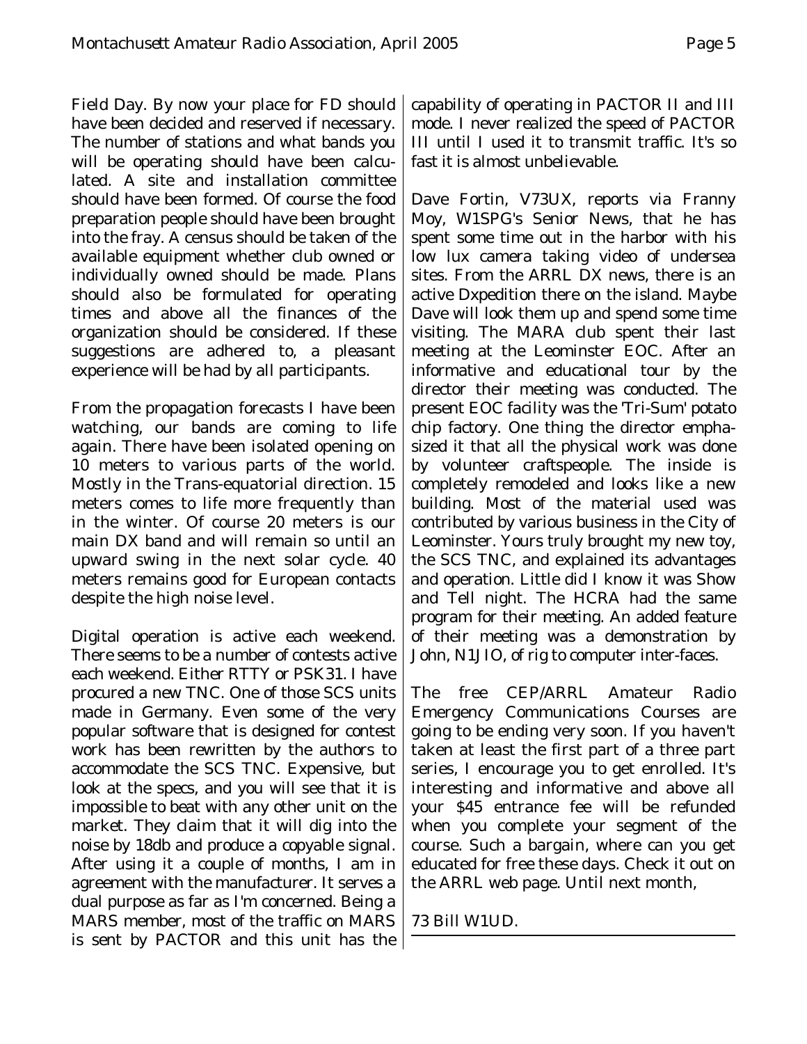Field Day. By now your place for FD should have been decided and reserved if necessary. The number of stations and what bands you will be operating should have been calculated. A site and installation committee should have been formed. Of course the food preparation people should have been brought into the fray. A census should be taken of the available equipment whether club owned or individually owned should be made. Plans should also be formulated for operating times and above all the finances of the organization should be considered. If these suggestions are adhered to, a pleasant experience will be had by all participants.

From the propagation forecasts I have been watching, our bands are coming to life again. There have been isolated opening on 10 meters to various parts of the world. Mostly in the Trans-equatorial direction. 15 meters comes to life more frequently than in the winter. Of course 20 meters is our main DX band and will remain so until an upward swing in the next solar cycle. 40 meters remains good for European contacts despite the high noise level.

Digital operation is active each weekend. There seems to be a number of contests active each weekend. Either RTTY or PSK31. I have procured a new TNC. One of those SCS units made in Germany. Even some of the very popular software that is designed for contest work has been rewritten by the authors to accommodate the SCS TNC. Expensive, but look at the specs, and you will see that it is impossible to beat with any other unit on the market. They claim that it will dig into the noise by 18db and produce a copyable signal. After using it a couple of months, I am in agreement with the manufacturer. It serves a dual purpose as far as I'm concerned. Being a MARS member, most of the traffic on MARS is sent by PACTOR and this unit has the capability of operating in PACTOR II and III mode. I never realized the speed of PACTOR III until I used it to transmit traffic. It's so fast it is almost unbelievable.

Dave Fortin, V73UX, reports via Franny Moy, W1SPG's Senior News, that he has spent some time out in the harbor with his low lux camera taking video of undersea sites. From the ARRL DX news, there is an active Dxpedition there on the island. Maybe Dave will look them up and spend some time visiting. The MARA club spent their last meeting at the Leominster EOC. After an informative and educational tour by the director their meeting was conducted. The present EOC facility was the 'Tri-Sum' potato chip factory. One thing the director emphasized it that all the physical work was done by volunteer craftspeople. The inside is completely remodeled and looks like a new building. Most of the material used was contributed by various business in the City of Leominster. Yours truly brought my new toy, the SCS TNC, and explained its advantages and operation. Little did I know it was Show and Tell night. The HCRA had the same program for their meeting. An added feature of their meeting was a demonstration by John, N1JIO, of rig to computer inter-faces.

The free CEP/ARRL Amateur Radio Emergency Communications Courses are going to be ending very soon. If you haven't taken at least the first part of a three part series, I encourage you to get enrolled. It's interesting and informative and above all your $45 entrance fee will be refunded when you complete your segment of the course. Such a bargain, where can you get educated for free these days. Check it out on the ARRL web page. Until next month,

73 Bill W1UD.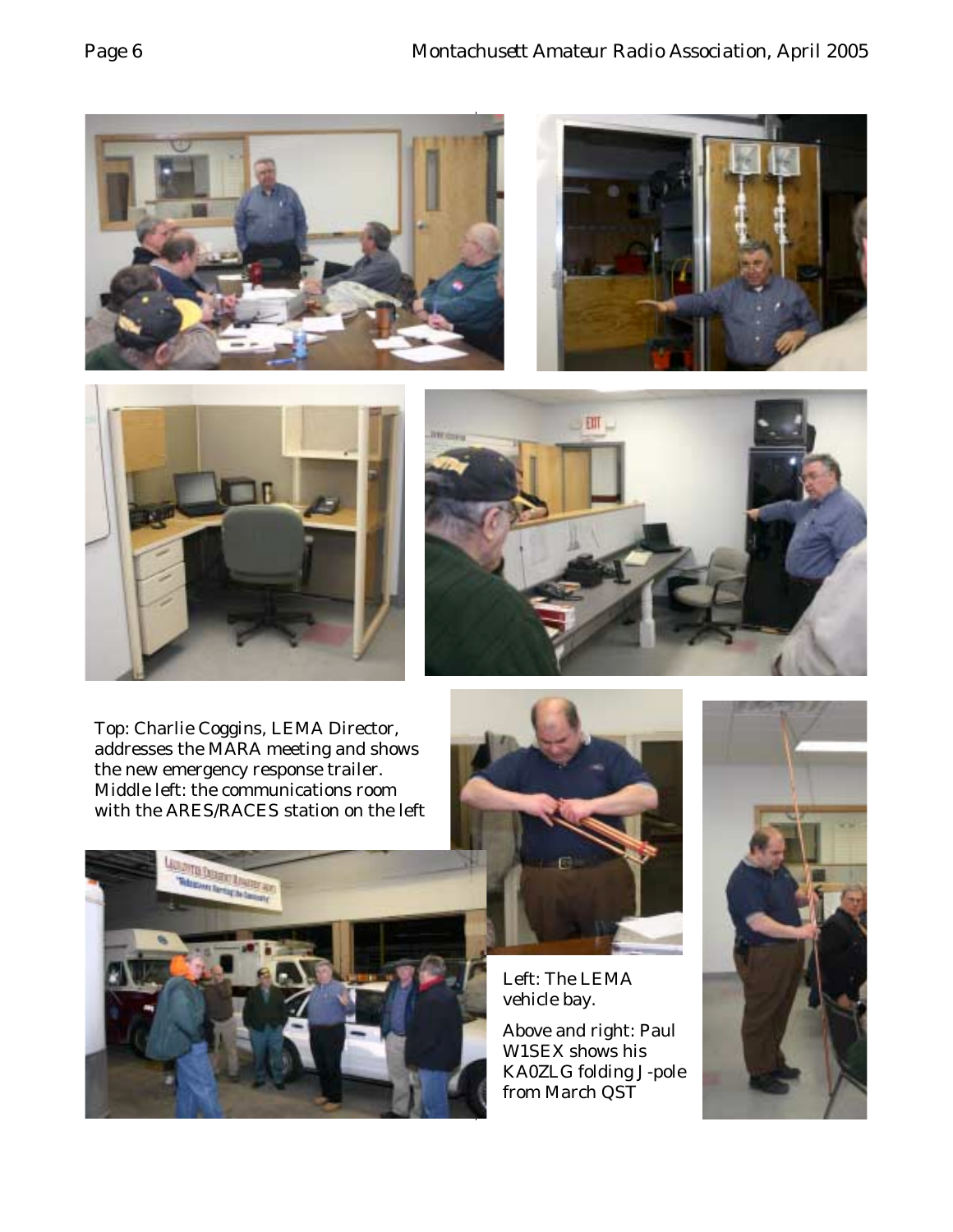Top: Charlie Coggins, LEMA Director, addresses the MARA meeting and shows the new emergency response trailer. Middle left: the communications room with the ARES/RACES station on the left

Left: The LEMA vehicle bay.

Above and right: Paul W1SEX shows his KA0ZLG folding J-pole from March QST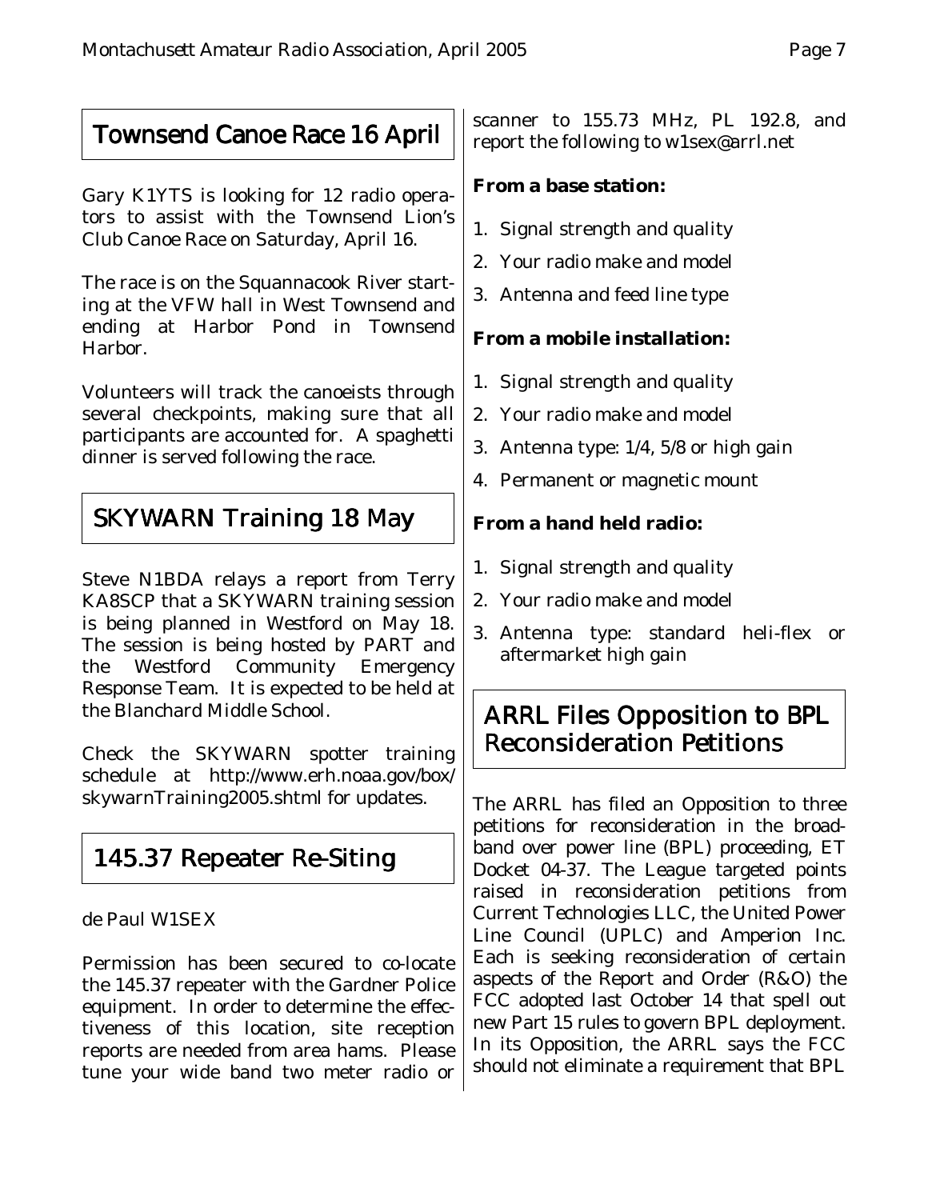## Townsend Canoe Race 16 April

Gary K1YTS is looking for 12 radio operators to assist with the Townsend Lion's Club Canoe Race on Saturday, April 16.

The race is on the Squannacook River starting at the VFW hall in West Townsend and ending at Harbor Pond in Townsend Harbor.

Volunteers will track the canoeists through several checkpoints, making sure that all participants are accounted for. A spaghetti dinner is served following the race.

## SKYWARN Training 18 May

Steve N1BDA relays a report from Terry KA8SCP that a SKYWARN training session is being planned in Westford on May 18. The session is being hosted by PART and the Westford Community Emergency Response Team. It is expected to be held at the Blanchard Middle School.

Check the SKYWARN spotter training schedule at http://www.erh.noaa.gov/box/skywarnTraining2005.shtml for updates.

## 145.37 Repeater Re-Siting

de Paul W1SEX

Permission has been secured to co-locate the 145.37 repeater with the Gardner Police equipment. In order to determine the effectiveness of this location, site reception reports are needed from area hams. Please tune your wide band two meter radio or scanner to 155.73 MHz, PL 192.8, and report the following to w1sex@arrl.net

**From a base station:**

1. Signal strength and quality
2. Your radio make and model
3. Antenna and feed line type

**From a mobile installation:**

1. Signal strength and quality
2. Your radio make and model
3. Antenna type: 1/4, 5/8 or high gain
4. Permanent or magnetic mount

**From a hand held radio:**

1. Signal strength and quality
2. Your radio make and model
3. Antenna type: standard heli-flex or aftermarket high gain

## ARRL Files Opposition to BPL Reconsideration Petitions

The ARRL has filed an Opposition to three petitions for reconsideration in the broadband over power line (BPL) proceeding, ET Docket 04-37. The League targeted points raised in reconsideration petitions from Current Technologies LLC, the United Power Line Council (UPLC) and Amperion Inc. Each is seeking reconsideration of certain aspects of the Report and Order (R&O) the FCC adopted last October 14 that spell out new Part 15 rules to govern BPL deployment. In its Opposition, the ARRL says the FCC should not eliminate a requirement that BPL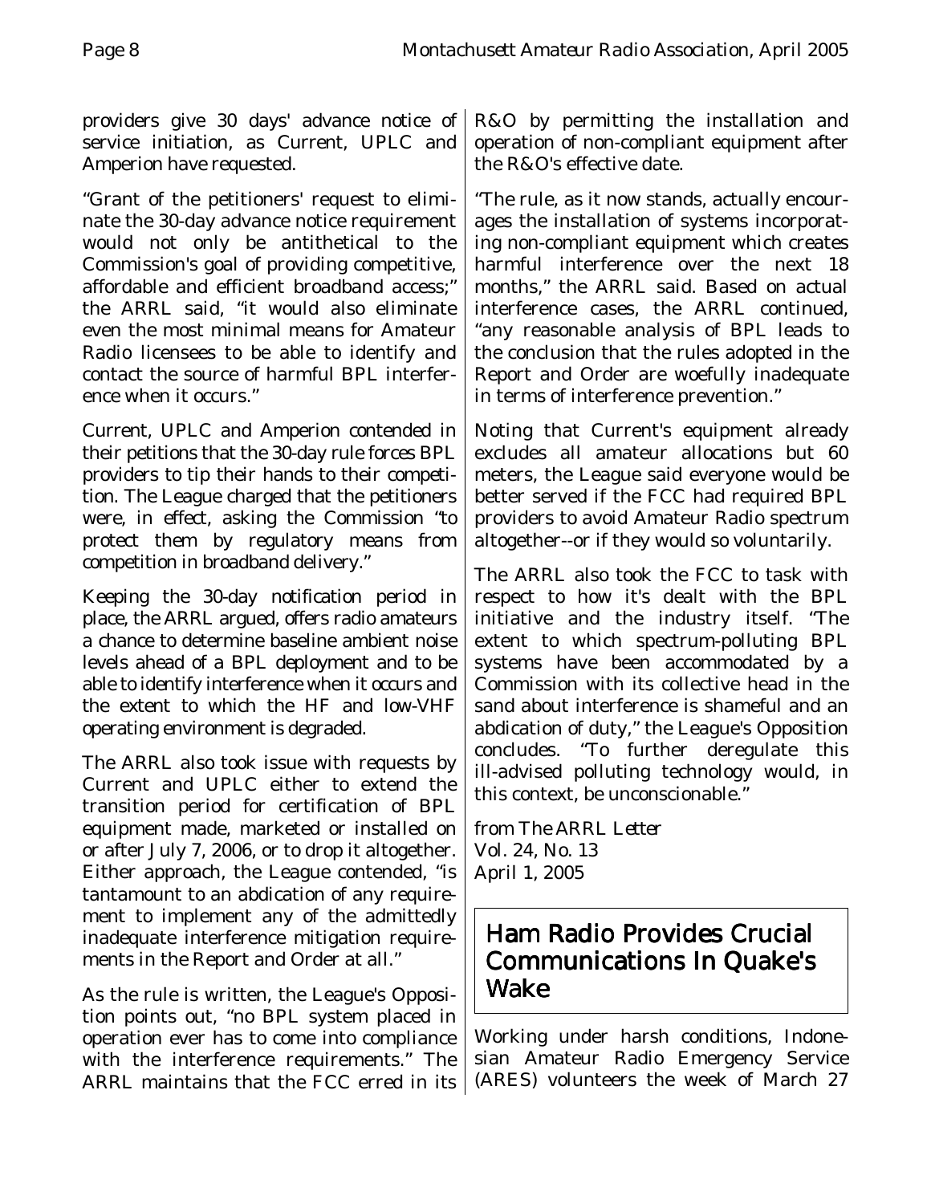providers give 30 days' advance notice of service initiation, as Current, UPLC and Amperion have requested.

"Grant of the petitioners' request to eliminate the 30-day advance notice requirement would not only be antithetical to the Commission's goal of providing competitive, affordable and efficient broadband access;" the ARRL said, "it would also eliminate even the most minimal means for Amateur Radio licensees to be able to identify and contact the source of harmful BPL interference when it occurs."

Current, UPLC and Amperion contended in their petitions that the 30-day rule forces BPL providers to tip their hands to their competition. The League charged that the petitioners were, in effect, asking the Commission "to protect them by regulatory means from competition in broadband delivery."

Keeping the 30-day notification period in place, the ARRL argued, offers radio amateurs a chance to determine baseline ambient noise levels ahead of a BPL deployment and to be able to identify interference when it occurs and the extent to which the HF and low-VHF operating environment is degraded.

The ARRL also took issue with requests by Current and UPLC either to extend the transition period for certification of BPL equipment made, marketed or installed on or after July 7, 2006, or to drop it altogether. Either approach, the League contended, "is tantamount to an abdication of any requirement to implement any of the admittedly inadequate interference mitigation requirements in the Report and Order at all."

As the rule is written, the League's Opposition points out, "no BPL system placed in operation ever has to come into compliance with the interference requirements." The ARRL maintains that the FCC erred in its R&O by permitting the installation and operation of non-compliant equipment after the R&O's effective date.

"The rule, as it now stands, actually encourages the installation of systems incorporating non-compliant equipment which creates harmful interference over the next 18 months," the ARRL said. Based on actual interference cases, the ARRL continued, "any reasonable analysis of BPL leads to the conclusion that the rules adopted in the Report and Order are woefully inadequate in terms of interference prevention."

Noting that Current's equipment already excludes all amateur allocations but 60 meters, the League said everyone would be better served if the FCC had required BPL providers to avoid Amateur Radio spectrum altogether--or if they would so voluntarily.

The ARRL also took the FCC to task with respect to how it's dealt with the BPL initiative and the industry itself. "The extent to which spectrum-polluting BPL systems have been accommodated by a Commission with its collective head in the sand about interference is shameful and an abdication of duty," the League's Opposition concludes. "To further deregulate this ill-advised polluting technology would, in this context, be unconscionable."

from *The ARRL Letter*
Vol. 24, No. 13
April 1, 2005

## Ham Radio Provides Crucial Communications In Quake's Wake

Working under harsh conditions, Indonesian Amateur Radio Emergency Service (ARES) volunteers the week of March 27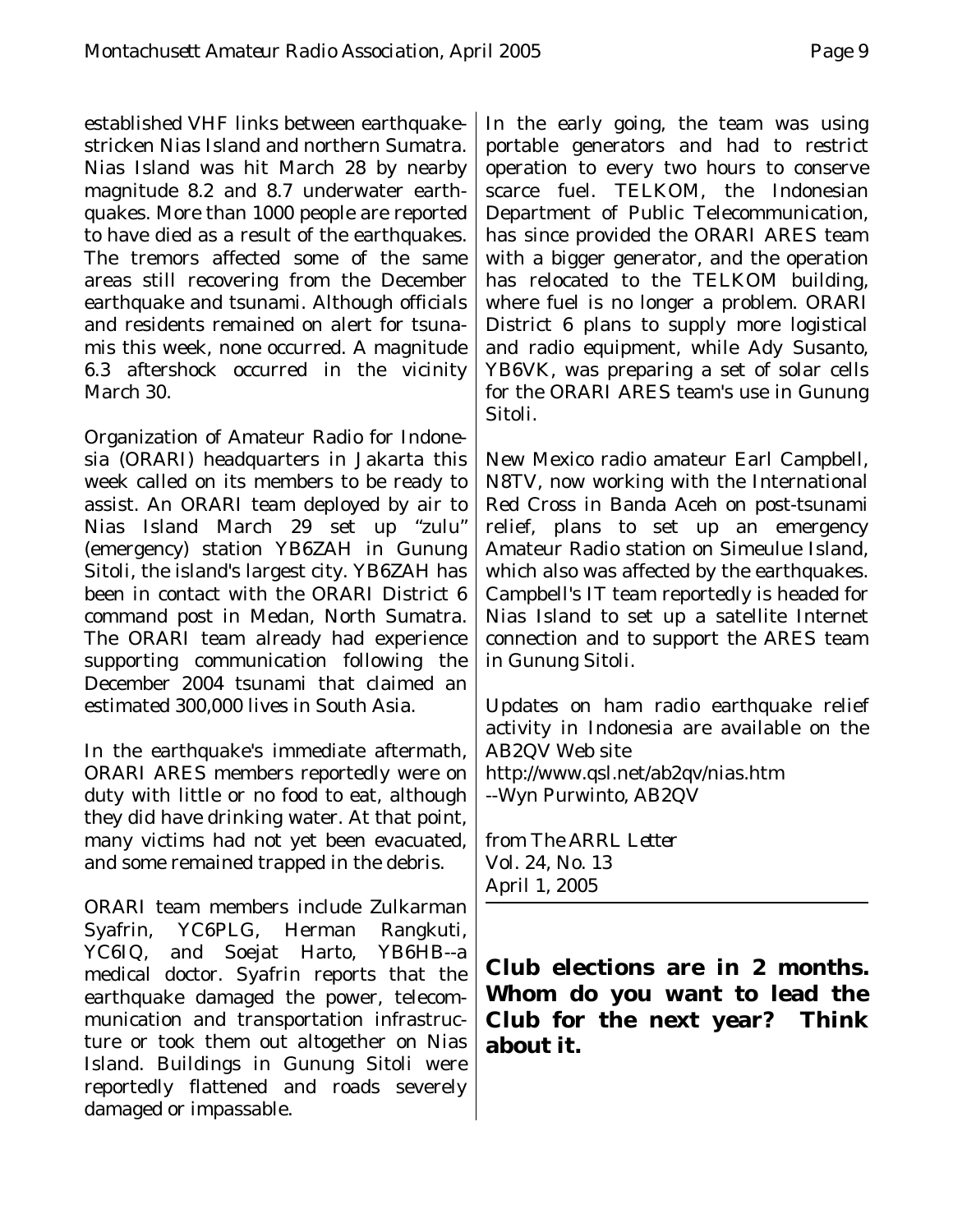established VHF links between earthquake-stricken Nias Island and northern Sumatra. Nias Island was hit March 28 by nearby magnitude 8.2 and 8.7 underwater earthquakes. More than 1000 people are reported to have died as a result of the earthquakes. The tremors affected some of the same areas still recovering from the December earthquake and tsunami. Although officials and residents remained on alert for tsunamis this week, none occurred. A magnitude 6.3 aftershock occurred in the vicinity March 30.

Organization of Amateur Radio for Indonesia (ORARI) headquarters in Jakarta this week called on its members to be ready to assist. An ORARI team deployed by air to Nias Island March 29 set up "zulu" (emergency) station YB6ZAH in Gunung Sitoli, the island's largest city. YB6ZAH has been in contact with the ORARI District 6 command post in Medan, North Sumatra. The ORARI team already had experience supporting communication following the December 2004 tsunami that claimed an estimated 300,000 lives in South Asia.

In the earthquake's immediate aftermath, ORARI ARES members reportedly were on duty with little or no food to eat, although they did have drinking water. At that point, many victims had not yet been evacuated, and some remained trapped in the debris.

ORARI team members include Zulkarman Syafrin, YC6PLG, Herman Rangkuti, YC6IQ, and Soejat Harto, YB6HB--a medical doctor. Syafrin reports that the earthquake damaged the power, telecommunication and transportation infrastructure or took them out altogether on Nias Island. Buildings in Gunung Sitoli were reportedly flattened and roads severely damaged or impassable.

In the early going, the team was using portable generators and had to restrict operation to every two hours to conserve scarce fuel. TELKOM, the Indonesian Department of Public Telecommunication, has since provided the ORARI ARES team with a bigger generator, and the operation has relocated to the TELKOM building, where fuel is no longer a problem. ORARI District 6 plans to supply more logistical and radio equipment, while Ady Susanto, YB6VK, was preparing a set of solar cells for the ORARI ARES team's use in Gunung Sitoli.

New Mexico radio amateur Earl Campbell, N8TV, now working with the International Red Cross in Banda Aceh on post-tsunami relief, plans to set up an emergency Amateur Radio station on Simeulue Island, which also was affected by the earthquakes. Campbell's IT team reportedly is headed for Nias Island to set up a satellite Internet connection and to support the ARES team in Gunung Sitoli.

Updates on ham radio earthquake relief activity in Indonesia are available on the AB2QV Web site
http://www.qsl.net/ab2qv/nias.htm
--Wyn Purwinto, AB2QV

*from The ARRL Letter*
Vol. 24, No. 13
April 1, 2005

---

**Club elections are in 2 months. Whom do you want to lead the Club for the next year? Think about it.**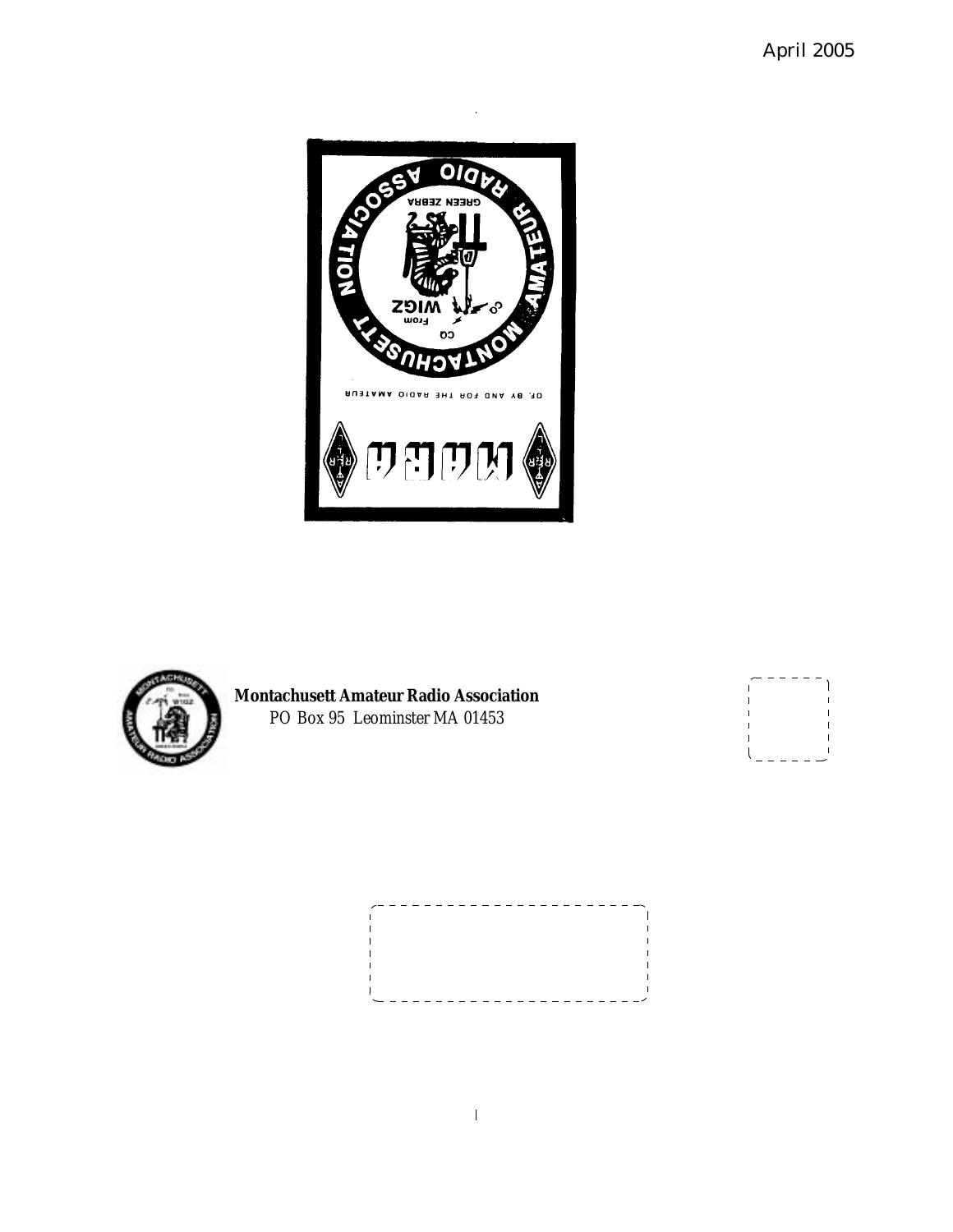April 2005

**Montachusett Amateur Radio Association**

PO Box 95 Leominster MA 01453